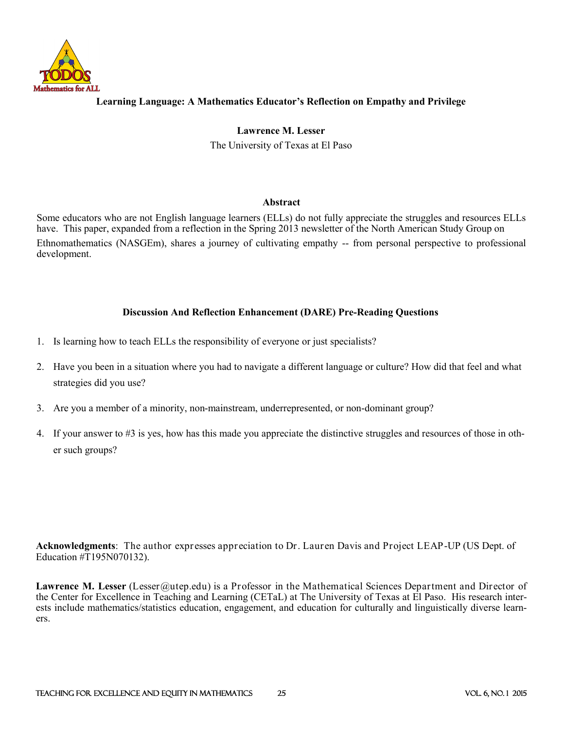# Learning Language: A Mathematics Educator's Reflection on Empathy and Privilege

**Lawrence M. Lesser**

The University of Texas at El Paso

## Abstract

Some educators who are not English language learners (ELLs) do not fully appreciate the struggles and resources ELLs have. This paper, expanded from a reflection in the Spring 2013 newsletter of the North American Study Group on Ethnomathematics (NASGEm), shares a journey of cultivating empathy -- from personal perspective to professional development.

## Discussion And Reflection Enhancement (DARE) Pre-Reading Questions

1. Is learning how to teach ELLs the responsibility of everyone or just specialists?
2. Have you been in a situation where you had to navigate a different language or culture? How did that feel and what strategies did you use?
3. Are you a member of a minority, non-mainstream, underrepresented, or non-dominant group?
4. If your answer to #3 is yes, how has this made you appreciate the distinctive struggles and resources of those in other such groups?

**Acknowledgments**: The author expresses appreciation to Dr. Lauren Davis and Project LEAP-UP (US Dept. of Education #T195N070132).

**Lawrence M. Lesser** (Lesser@utep.edu) is a Professor in the Mathematical Sciences Department and Director of the Center for Excellence in Teaching and Learning (CETaL) at The University of Texas at El Paso. His research interests include mathematics/statistics education, engagement, and education for culturally and linguistically diverse learners.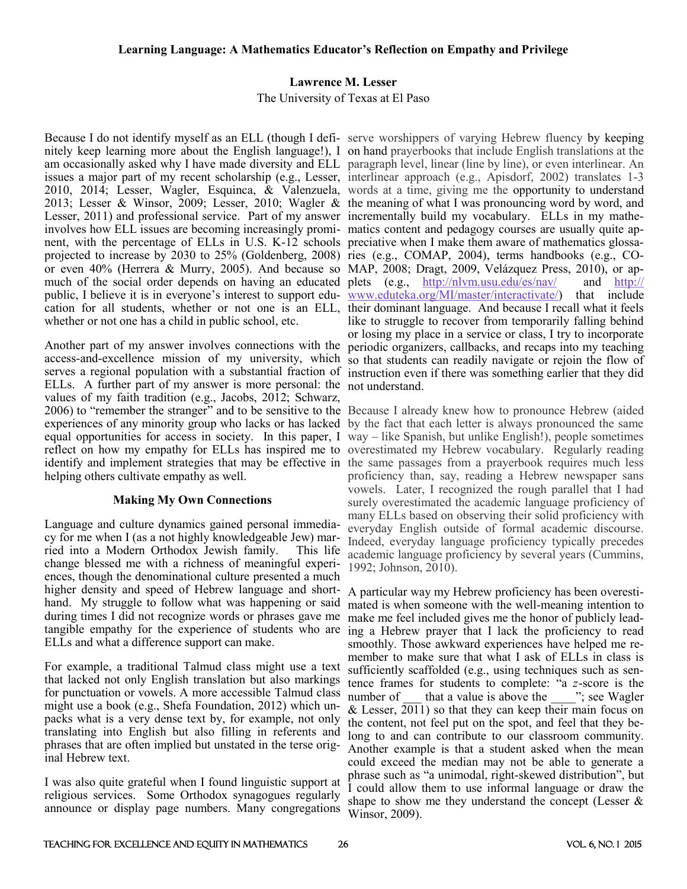**Learning Language: A Mathematics Educator's Reflection on Empathy and Privilege**

**Lawrence M. Lesser**

The University of Texas at El Paso

Because I do not identify myself as an ELL (though I definitely keep learning more about the English language!), I am occasionally asked why I have made diversity and ELL issues a major part of my recent scholarship (e.g., Lesser, 2010, 2014; Lesser, Wagler, Esquinca, & Valenzuela, 2013; Lesser & Winsor, 2009; Lesser, 2010; Wagler & Lesser, 2011) and professional service. Part of my answer involves how ELL issues are becoming increasingly prominent, with the percentage of ELLs in U.S. K-12 schools projected to increase by 2030 to 25% (Goldenberg, 2008) or even 40% (Herrera & Murry, 2005). And because so much of the social order depends on having an educated public, I believe it is in everyone's interest to support education for all students, whether or not one is an ELL, whether or not one has a child in public school, etc.

Another part of my answer involves connections with the access-and-excellence mission of my university, which serves a regional population with a substantial fraction of ELLs. A further part of my answer is more personal: the values of my faith tradition (e.g., Jacobs, 2012; Schwarz, 2006) to "remember the stranger" and to be sensitive to the experiences of any minority group who lacks or has lacked equal opportunities for access in society. In this paper, I reflect on how my empathy for ELLs has inspired me to identify and implement strategies that may be effective in helping others cultivate empathy as well.

## Making My Own Connections

Language and culture dynamics gained personal immediacy for me when I (as a not highly knowledgeable Jew) married into a Modern Orthodox Jewish family. This life change blessed me with a richness of meaningful experiences, though the denominational culture presented a much higher density and speed of Hebrew language and shorthand. My struggle to follow what was happening or said during times I did not recognize words or phrases gave me tangible empathy for the experience of students who are ELLs and what a difference support can make.

For example, a traditional Talmud class might use a text that lacked not only English translation but also markings for punctuation or vowels. A more accessible Talmud class might use a book (e.g., Shefa Foundation, 2012) which unpacks what is a very dense text by, for example, not only translating into English but also filling in referents and phrases that are often implied but unstated in the terse original Hebrew text.

I was also quite grateful when I found linguistic support at religious services. Some Orthodox synagogues regularly announce or display page numbers. Many congregations serve worshippers of varying Hebrew fluency by keeping on hand prayerbooks that include English translations at the paragraph level, linear (line by line), or even interlinear. An interlinear approach (e.g., Apisdorf, 2002) translates 1-3 words at a time, giving me the opportunity to understand the meaning of what I was pronouncing word by word, and incrementally build my vocabulary. ELLs in my mathematics content and pedagogy courses are usually quite appreciative when I make them aware of mathematics glossaries (e.g., COMAP, 2004), terms handbooks (e.g., COMAP, 2008; Dragt, 2009, Velázquez Press, 2010), or applets (e.g., http://nlvm.usu.edu/es/nav/ and http://www.eduteka.org/MI/master/interactivate/) that include their dominant language. And because I recall what it feels like to struggle to recover from temporarily falling behind or losing my place in a service or class, I try to incorporate periodic organizers, callbacks, and recaps into my teaching so that students can readily navigate or rejoin the flow of instruction even if there was something earlier that they did not understand.

Because I already knew how to pronounce Hebrew (aided by the fact that each letter is always pronounced the same way – like Spanish, but unlike English!), people sometimes overestimated my Hebrew vocabulary. Regularly reading the same passages from a prayerbook requires much less proficiency than, say, reading a Hebrew newspaper sans vowels. Later, I recognized the rough parallel that I had surely overestimated the academic language proficiency of many ELLs based on observing their solid proficiency with everyday English outside of formal academic discourse. Indeed, everyday language proficiency typically precedes academic language proficiency by several years (Cummins, 1992; Johnson, 2010).

A particular way my Hebrew proficiency has been overestimated is when someone with the well-meaning intention to make me feel included gives me the honor of publicly leading a Hebrew prayer that I lack the proficiency to read smoothly. Those awkward experiences have helped me remember to make sure that what I ask of ELLs in class is sufficiently scaffolded (e.g., using techniques such as sentence frames for students to complete: "a *z*-score is the number of ___ that a value is above the ____"; see Wagler & Lesser, 2011) so that they can keep their main focus on the content, not feel put on the spot, and feel that they belong to and can contribute to our classroom community. Another example is that a student asked when the mean could exceed the median may not be able to generate a phrase such as "a unimodal, right-skewed distribution", but I could allow them to use informal language or draw the shape to show me they understand the concept (Lesser & Winsor, 2009).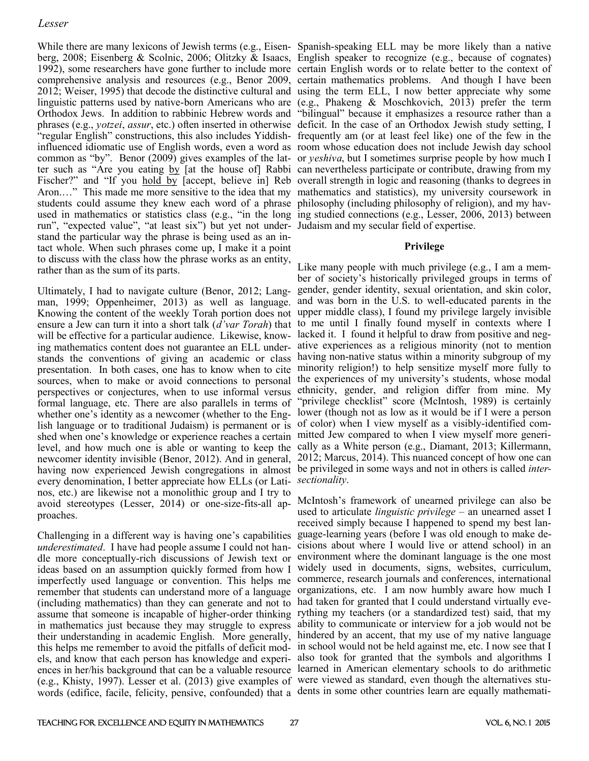While there are many lexicons of Jewish terms (e.g., Eisenberg, 2008; Eisenberg & Scolnic, 2006; Olitzky & Isaacs, 1992), some researchers have gone further to include more comprehensive analysis and resources (e.g., Benor 2009, 2012; Weiser, 1995) that decode the distinctive cultural and linguistic patterns used by native-born Americans who are Orthodox Jews. In addition to rabbinic Hebrew words and phrases (e.g., *yotzei*, *assur*, etc.) often inserted in otherwise "regular English" constructions, this also includes Yiddish-influenced idiomatic use of English words, even a word as common as "by". Benor (2009) gives examples of the latter such as "Are you eating by [at the house of] Rabbi Fischer?" and "If you hold by [accept, believe in] Reb Aron.…" This made me more sensitive to the idea that my students could assume they knew each word of a phrase used in mathematics or statistics class (e.g., "in the long run", "expected value", "at least six") but yet not understand the particular way the phrase is being used as an intact whole. When such phrases come up, I make it a point to discuss with the class how the phrase works as an entity, rather than as the sum of its parts.

Ultimately, I had to navigate culture (Benor, 2012; Langman, 1999; Oppenheimer, 2013) as well as language. Knowing the content of the weekly Torah portion does not ensure a Jew can turn it into a short talk (*d'var Torah*) that will be effective for a particular audience. Likewise, knowing mathematics content does not guarantee an ELL understands the conventions of giving an academic or class presentation. In both cases, one has to know when to cite sources, when to make or avoid connections to personal perspectives or conjectures, when to use informal versus formal language, etc. There are also parallels in terms of whether one's identity as a newcomer (whether to the English language or to traditional Judaism) is permanent or is shed when one's knowledge or experience reaches a certain level, and how much one is able or wanting to keep the newcomer identity invisible (Benor, 2012). And in general, having now experienced Jewish congregations in almost every denomination, I better appreciate how ELLs (or Latinos, etc.) are likewise not a monolithic group and I try to avoid stereotypes (Lesser, 2014) or one-size-fits-all approaches.

Challenging in a different way is having one's capabilities *underestimated*. I have had people assume I could not handle more conceptually-rich discussions of Jewish text or ideas based on an assumption quickly formed from how I imperfectly used language or convention. This helps me remember that students can understand more of a language (including mathematics) than they can generate and not to assume that someone is incapable of higher-order thinking in mathematics just because they may struggle to express their understanding in academic English. More generally, this helps me remember to avoid the pitfalls of deficit models, and know that each person has knowledge and experiences in her/his background that can be a valuable resource (e.g., Khisty, 1997). Lesser et al. (2013) give examples of words (edifice, facile, felicity, pensive, confounded) that a Spanish-speaking ELL may be more likely than a native English speaker to recognize (e.g., because of cognates) certain English words or to relate better to the context of certain mathematics problems. And though I have been using the term ELL, I now better appreciate why some (e.g., Phakeng & Moschkovich, 2013) prefer the term "bilingual" because it emphasizes a resource rather than a deficit. In the case of an Orthodox Jewish study setting, I frequently am (or at least feel like) one of the few in the room whose education does not include Jewish day school or *yeshiva*, but I sometimes surprise people by how much I can nevertheless participate or contribute, drawing from my overall strength in logic and reasoning (thanks to degrees in mathematics and statistics), my university coursework in philosophy (including philosophy of religion), and my having studied connections (e.g., Lesser, 2006, 2013) between Judaism and my secular field of expertise.

## Privilege

Like many people with much privilege (e.g., I am a member of society's historically privileged groups in terms of gender, gender identity, sexual orientation, and skin color, and was born in the U.S. to well-educated parents in the upper middle class), I found my privilege largely invisible to me until I finally found myself in contexts where I lacked it. I found it helpful to draw from positive and negative experiences as a religious minority (not to mention having non-native status within a minority subgroup of my minority religion!) to help sensitize myself more fully to the experiences of my university's students, whose modal ethnicity, gender, and religion differ from mine. My "privilege checklist" score (McIntosh, 1989) is certainly lower (though not as low as it would be if I were a person of color) when I view myself as a visibly-identified committed Jew compared to when I view myself more generically as a White person (e.g., Diamant, 2013; Killermann, 2012; Marcus, 2014). This nuanced concept of how one can be privileged in some ways and not in others is called *intersectionality*.

McIntosh's framework of unearned privilege can also be used to articulate *linguistic privilege* – an unearned asset I received simply because I happened to spend my best language-learning years (before I was old enough to make decisions about where I would live or attend school) in an environment where the dominant language is the one most widely used in documents, signs, websites, curriculum, commerce, research journals and conferences, international organizations, etc. I am now humbly aware how much I had taken for granted that I could understand virtually everything my teachers (or a standardized test) said, that my ability to communicate or interview for a job would not be hindered by an accent, that my use of my native language in school would not be held against me, etc. I now see that I also took for granted that the symbols and algorithms I learned in American elementary schools to do arithmetic were viewed as standard, even though the alternatives students in some other countries learn are equally mathemati-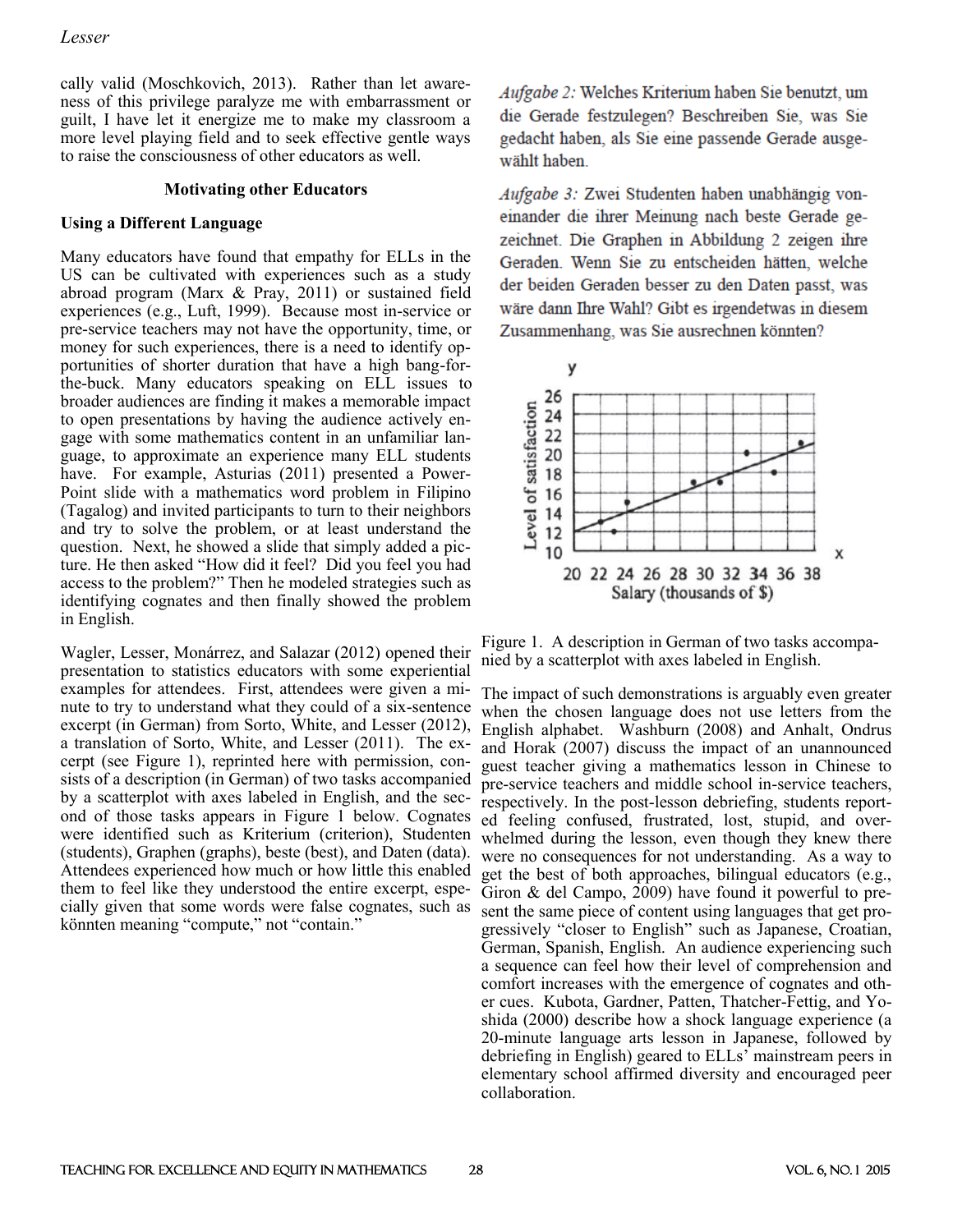cally valid (Moschkovich, 2013). Rather than let awareness of this privilege paralyze me with embarrassment or guilt, I have let it energize me to make my classroom a more level playing field and to seek effective gentle ways to raise the consciousness of other educators as well.

## Motivating other Educators

### Using a Different Language

Many educators have found that empathy for ELLs in the US can be cultivated with experiences such as a study abroad program (Marx & Pray, 2011) or sustained field experiences (e.g., Luft, 1999). Because most in-service or pre-service teachers may not have the opportunity, time, or money for such experiences, there is a need to identify opportunities of shorter duration that have a high bang-for-the-buck. Many educators speaking on ELL issues to broader audiences are finding it makes a memorable impact to open presentations by having the audience actively engage with some mathematics content in an unfamiliar language, to approximate an experience many ELL students have. For example, Asturias (2011) presented a PowerPoint slide with a mathematics word problem in Filipino (Tagalog) and invited participants to turn to their neighbors and try to solve the problem, or at least understand the question. Next, he showed a slide that simply added a picture. He then asked "How did it feel? Did you feel you had access to the problem?" Then he modeled strategies such as identifying cognates and then finally showed the problem in English.

Wagler, Lesser, Monárrez, and Salazar (2012) opened their presentation to statistics educators with some experiential examples for attendees. First, attendees were given a minute to try to understand what they could of a six-sentence excerpt (in German) from Sorto, White, and Lesser (2012), a translation of Sorto, White, and Lesser (2011). The excerpt (see Figure 1), reprinted here with permission, consists of a description (in German) of two tasks accompanied by a scatterplot with axes labeled in English, and the second of those tasks appears in Figure 1 below. Cognates were identified such as Kriterium (criterion), Studenten (students), Graphen (graphs), beste (best), and Daten (data). Attendees experienced how much or how little this enabled them to feel like they understood the entire excerpt, especially given that some words were false cognates, such as könnten meaning "compute," not "contain."

*Aufgabe 2:* Welches Kriterium haben Sie benutzt, um die Gerade festzulegen? Beschreiben Sie, was Sie gedacht haben, als Sie eine passende Gerade ausgewählt haben.

*Aufgabe 3:* Zwei Studenten haben unabhängig voneinander die ihrer Meinung nach beste Gerade gezeichnet. Die Graphen in Abbildung 2 zeigen ihre Geraden. Wenn Sie zu entscheiden hätten, welche der beiden Geraden besser zu den Daten passt, was wäre dann Ihre Wahl? Gibt es irgendetwas in diesem Zusammenhang, was Sie ausrechnen könnten?

Figure 1. A description in German of two tasks accompanied by a scatterplot with axes labeled in English.

The impact of such demonstrations is arguably even greater when the chosen language does not use letters from the English alphabet. Washburn (2008) and Anhalt, Ondrus and Horak (2007) discuss the impact of an unannounced guest teacher giving a mathematics lesson in Chinese to pre-service teachers and middle school in-service teachers, respectively. In the post-lesson debriefing, students reported feeling confused, frustrated, lost, stupid, and overwhelmed during the lesson, even though they knew there were no consequences for not understanding. As a way to get the best of both approaches, bilingual educators (e.g., Giron & del Campo, 2009) have found it powerful to present the same piece of content using languages that get progressively "closer to English" such as Japanese, Croatian, German, Spanish, English. An audience experiencing such a sequence can feel how their level of comprehension and comfort increases with the emergence of cognates and other cues. Kubota, Gardner, Patten, Thatcher-Fettig, and Yoshida (2000) describe how a shock language experience (a 20-minute language arts lesson in Japanese, followed by debriefing in English) geared to ELLs' mainstream peers in elementary school affirmed diversity and encouraged peer collaboration.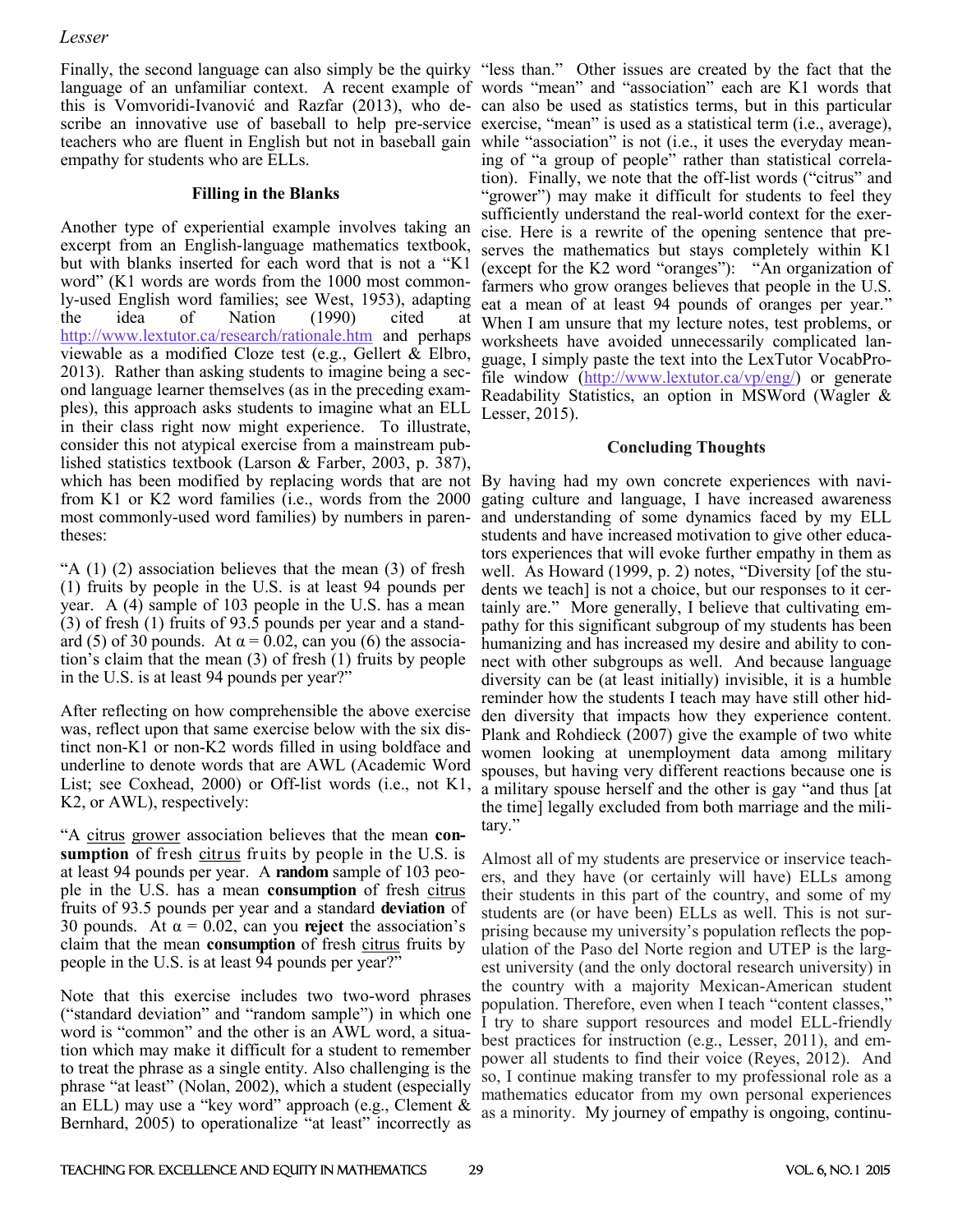Finally, the second language can also simply be the quirky language of an unfamiliar context. A recent example of this is Vomvoridi-Ivanović and Razfar (2013), who describe an innovative use of baseball to help pre-service teachers who are fluent in English but not in baseball gain empathy for students who are ELLs.

### Filling in the Blanks

Another type of experiential example involves taking an excerpt from an English-language mathematics textbook, but with blanks inserted for each word that is not a "K1 word" (K1 words are words from the 1000 most commonly-used English word families; see West, 1953), adapting the idea of Nation (1990) cited at http://www.lextutor.ca/research/rationale.htm and perhaps viewable as a modified Cloze test (e.g., Gellert & Elbro, 2013). Rather than asking students to imagine being a second language learner themselves (as in the preceding examples), this approach asks students to imagine what an ELL in their class right now might experience. To illustrate, consider this not atypical exercise from a mainstream published statistics textbook (Larson & Farber, 2003, p. 387), which has been modified by replacing words that are not from K1 or K2 word families (i.e., words from the 2000 most commonly-used word families) by numbers in parentheses:

"A (1) (2) association believes that the mean (3) of fresh (1) fruits by people in the U.S. is at least 94 pounds per year. A (4) sample of 103 people in the U.S. has a mean (3) of fresh (1) fruits of 93.5 pounds per year and a standard (5) of 30 pounds. At $\alpha = 0.02$, can you (6) the association's claim that the mean (3) of fresh (1) fruits by people in the U.S. is at least 94 pounds per year?"

After reflecting on how comprehensible the above exercise was, reflect upon that same exercise below with the six distinct non-K1 or non-K2 words filled in using boldface and underline to denote words that are AWL (Academic Word List; see Coxhead, 2000) or Off-list words (i.e., not K1, K2, or AWL), respectively:

"A <u>citrus</u> <u>grower</u> association believes that the mean **consumption** of fresh <u>citrus</u> fruits by people in the U.S. is at least 94 pounds per year. A **random** sample of 103 people in the U.S. has a mean **consumption** of fresh <u>citrus</u> fruits of 93.5 pounds per year and a standard **deviation** of 30 pounds. At $\alpha = 0.02$, can you **reject** the association's claim that the mean **consumption** of fresh <u>citrus</u> fruits by people in the U.S. is at least 94 pounds per year?"

Note that this exercise includes two two-word phrases ("standard deviation" and "random sample") in which one word is "common" and the other is an AWL word, a situation which may make it difficult for a student to remember to treat the phrase as a single entity. Also challenging is the phrase "at least" (Nolan, 2002), which a student (especially an ELL) may use a "key word" approach (e.g., Clement & Bernhard, 2005) to operationalize "at least" incorrectly as "less than." Other issues are created by the fact that the words "mean" and "association" each are K1 words that can also be used as statistics terms, but in this particular exercise, "mean" is used as a statistical term (i.e., average), while "association" is not (i.e., it uses the everyday meaning of "a group of people" rather than statistical correlation). Finally, we note that the off-list words ("citrus" and "grower") may make it difficult for students to feel they sufficiently understand the real-world context for the exercise. Here is a rewrite of the opening sentence that preserves the mathematics but stays completely within K1 (except for the K2 word "oranges"): "An organization of farmers who grow oranges believes that people in the U.S. eat a mean of at least 94 pounds of oranges per year." When I am unsure that my lecture notes, test problems, or worksheets have avoided unnecessarily complicated language, I simply paste the text into the LexTutor VocabProfile window (http://www.lextutor.ca/vp/eng/) or generate Readability Statistics, an option in MSWord (Wagler & Lesser, 2015).

### Concluding Thoughts

By having had my own concrete experiences with navigating culture and language, I have increased awareness and understanding of some dynamics faced by my ELL students and have increased motivation to give other educators experiences that will evoke further empathy in them as well. As Howard (1999, p. 2) notes, "Diversity [of the students we teach] is not a choice, but our responses to it certainly are." More generally, I believe that cultivating empathy for this significant subgroup of my students has been humanizing and has increased my desire and ability to connect with other subgroups as well. And because language diversity can be (at least initially) invisible, it is a humble reminder how the students I teach may have still other hidden diversity that impacts how they experience content. Plank and Rohdieck (2007) give the example of two white women looking at unemployment data among military spouses, but having very different reactions because one is a military spouse herself and the other is gay "and thus [at the time] legally excluded from both marriage and the military."

Almost all of my students are preservice or inservice teachers, and they have (or certainly will have) ELLs among their students in this part of the country, and some of my students are (or have been) ELLs as well. This is not surprising because my university's population reflects the population of the Paso del Norte region and UTEP is the largest university (and the only doctoral research university) in the country with a majority Mexican-American student population. Therefore, even when I teach "content classes," I try to share support resources and model ELL-friendly best practices for instruction (e.g., Lesser, 2011), and empower all students to find their voice (Reyes, 2012). And so, I continue making transfer to my professional role as a mathematics educator from my own personal experiences as a minority. My journey of empathy is ongoing, continu-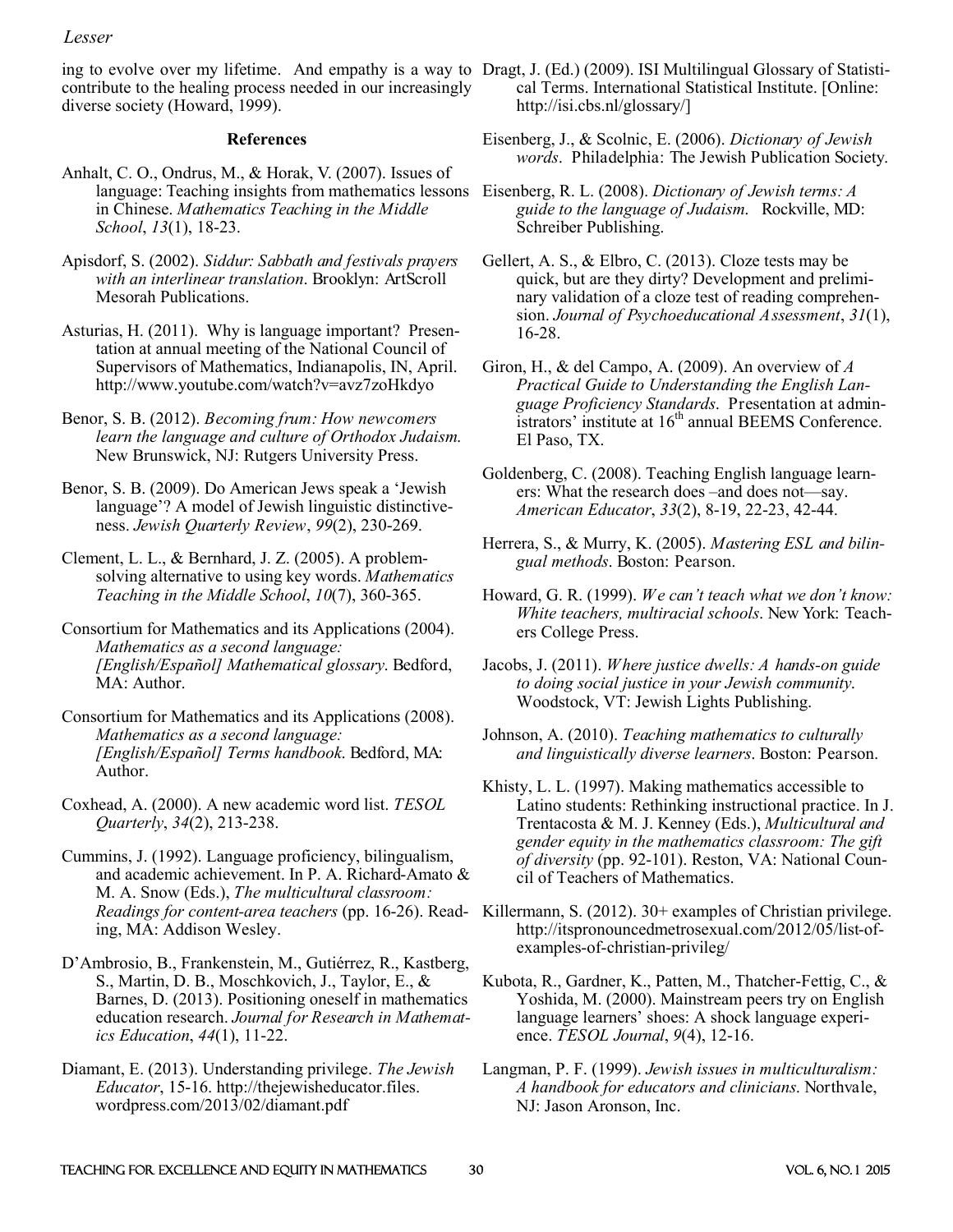ing to evolve over my lifetime. And empathy is a way to contribute to the healing process needed in our increasingly diverse society (Howard, 1999).

## References

Anhalt, C. O., Ondrus, M., & Horak, V. (2007). Issues of language: Teaching insights from mathematics lessons in Chinese. *Mathematics Teaching in the Middle School*, *13*(1), 18-23.

Apisdorf, S. (2002). *Siddur: Sabbath and festivals prayers with an interlinear translation*. Brooklyn: ArtScroll Mesorah Publications.

Asturias, H. (2011). Why is language important? Presentation at annual meeting of the National Council of Supervisors of Mathematics, Indianapolis, IN, April. http://www.youtube.com/watch?v=avz7zoHkdyo

Benor, S. B. (2012). *Becoming frum: How newcomers learn the language and culture of Orthodox Judaism.* New Brunswick, NJ: Rutgers University Press.

Benor, S. B. (2009). Do American Jews speak a 'Jewish language'? A model of Jewish linguistic distinctiveness. *Jewish Quarterly Review*, *99*(2), 230-269.

Clement, L. L., & Bernhard, J. Z. (2005). A problem-solving alternative to using key words. *Mathematics Teaching in the Middle School*, *10*(7), 360-365.

Consortium for Mathematics and its Applications (2004). *Mathematics as a second language: [English/Español] Mathematical glossary*. Bedford, MA: Author.

Consortium for Mathematics and its Applications (2008). *Mathematics as a second language: [English/Español] Terms handbook*. Bedford, MA: Author.

Coxhead, A. (2000). A new academic word list. *TESOL Quarterly*, *34*(2), 213-238.

Cummins, J. (1992). Language proficiency, bilingualism, and academic achievement. In P. A. Richard-Amato & M. A. Snow (Eds.), *The multicultural classroom: Readings for content-area teachers* (pp. 16-26). Reading, MA: Addison Wesley.

D'Ambrosio, B., Frankenstein, M., Gutiérrez, R., Kastberg, S., Martin, D. B., Moschkovich, J., Taylor, E., & Barnes, D. (2013). Positioning oneself in mathematics education research. *Journal for Research in Mathematics Education*, *44*(1), 11-22.

Diamant, E. (2013). Understanding privilege. *The Jewish Educator*, 15-16. http://thejewisheducator.files.wordpress.com/2013/02/diamant.pdf

Dragt, J. (Ed.) (2009). ISI Multilingual Glossary of Statistical Terms. International Statistical Institute. [Online: http://isi.cbs.nl/glossary/]

Eisenberg, J., & Scolnic, E. (2006). *Dictionary of Jewish words*. Philadelphia: The Jewish Publication Society.

Eisenberg, R. L. (2008). *Dictionary of Jewish terms: A guide to the language of Judaism*. Rockville, MD: Schreiber Publishing.

Gellert, A. S., & Elbro, C. (2013). Cloze tests may be quick, but are they dirty? Development and preliminary validation of a cloze test of reading comprehension. *Journal of Psychoeducational Assessment*, *31*(1), 16-28.

Giron, H., & del Campo, A. (2009). An overview of *A Practical Guide to Understanding the English Language Proficiency Standards*. Presentation at administrators' institute at 16th annual BEEMS Conference. El Paso, TX.

Goldenberg, C. (2008). Teaching English language learners: What the research does –and does not—say. *American Educator*, *33*(2), 8-19, 22-23, 42-44.

Herrera, S., & Murry, K. (2005). *Mastering ESL and bilingual methods*. Boston: Pearson.

Howard, G. R. (1999). *We can't teach what we don't know: White teachers, multiracial schools*. New York: Teachers College Press.

Jacobs, J. (2011). *Where justice dwells: A hands-on guide to doing social justice in your Jewish community*. Woodstock, VT: Jewish Lights Publishing.

Johnson, A. (2010). *Teaching mathematics to culturally and linguistically diverse learners*. Boston: Pearson.

Khisty, L. L. (1997). Making mathematics accessible to Latino students: Rethinking instructional practice. In J. Trentacosta & M. J. Kenney (Eds.), *Multicultural and gender equity in the mathematics classroom: The gift of diversity* (pp. 92-101). Reston, VA: National Council of Teachers of Mathematics.

Killermann, S. (2012). 30+ examples of Christian privilege. http://itspronouncedmetrosexual.com/2012/05/list-of-examples-of-christian-privileg/

Kubota, R., Gardner, K., Patten, M., Thatcher-Fettig, C., & Yoshida, M. (2000). Mainstream peers try on English language learners' shoes: A shock language experience. *TESOL Journal*, *9*(4), 12-16.

Langman, P. F. (1999). *Jewish issues in multiculturalism: A handbook for educators and clinicians*. Northvale, NJ: Jason Aronson, Inc.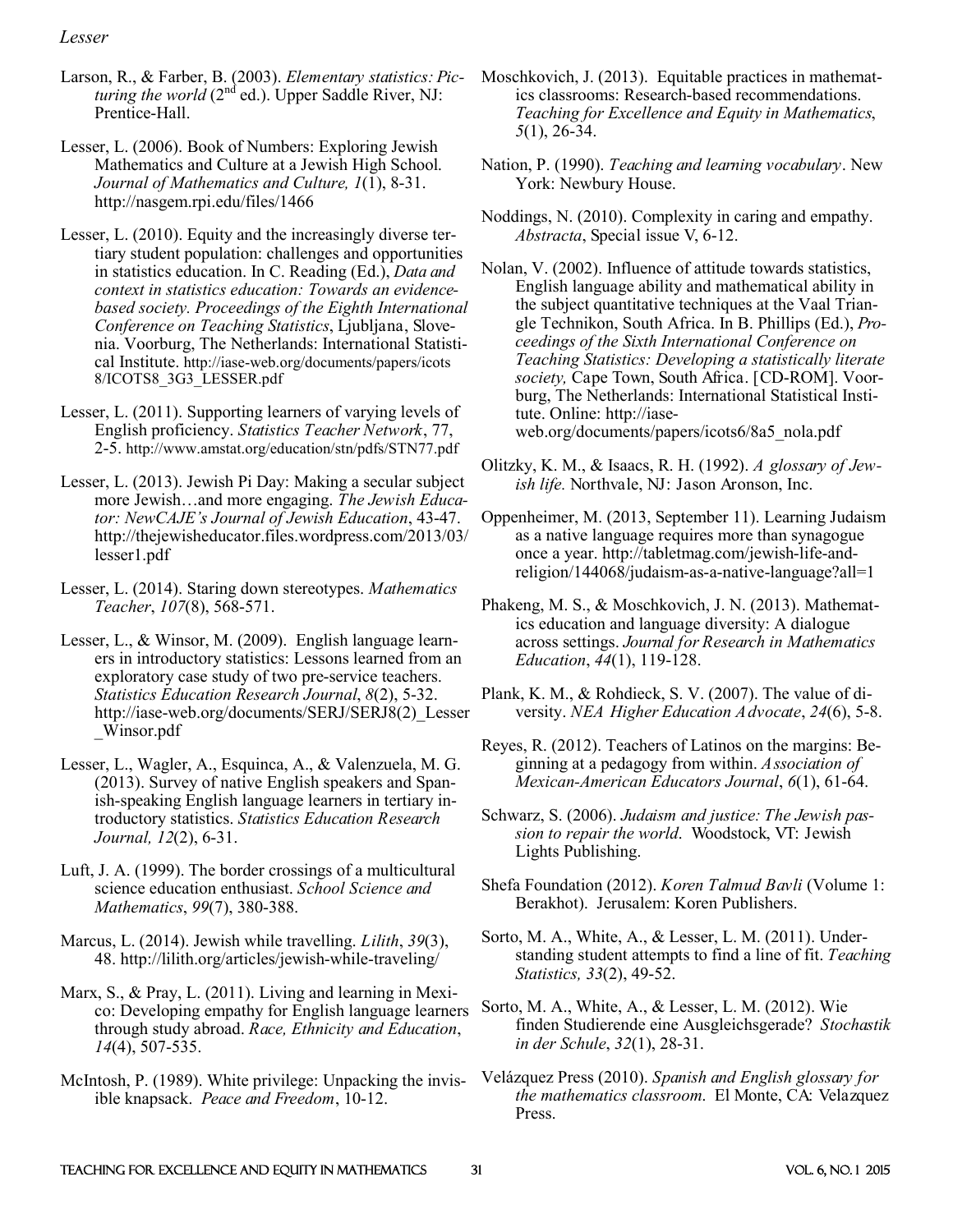Larson, R., & Farber, B. (2003). *Elementary statistics: Picturing the world* (2nd ed.). Upper Saddle River, NJ: Prentice-Hall.

Lesser, L. (2006). Book of Numbers: Exploring Jewish Mathematics and Culture at a Jewish High School. *Journal of Mathematics and Culture, 1*(1), 8-31. http://nasgem.rpi.edu/files/1466

Lesser, L. (2010). Equity and the increasingly diverse tertiary student population: challenges and opportunities in statistics education. In C. Reading (Ed.), *Data and context in statistics education: Towards an evidence-based society. Proceedings of the Eighth International Conference on Teaching Statistics*, Ljubljana, Slovenia. Voorburg, The Netherlands: International Statistical Institute. http://iase-web.org/documents/papers/icots8/ICOTS8_3G3_LESSER.pdf

Lesser, L. (2011). Supporting learners of varying levels of English proficiency. *Statistics Teacher Network*, 77, 2-5. http://www.amstat.org/education/stn/pdfs/STN77.pdf

Lesser, L. (2013). Jewish Pi Day: Making a secular subject more Jewish…and more engaging. *The Jewish Educator: NewCAJE's Journal of Jewish Education*, 43-47. http://thejewisheducator.files.wordpress.com/2013/03/lesser1.pdf

Lesser, L. (2014). Staring down stereotypes. *Mathematics Teacher*, *107*(8), 568-571.

Lesser, L., & Winsor, M. (2009). English language learners in introductory statistics: Lessons learned from an exploratory case study of two pre-service teachers. *Statistics Education Research Journal*, *8*(2), 5-32. http://iase-web.org/documents/SERJ/SERJ8(2)_Lesser_Winsor.pdf

Lesser, L., Wagler, A., Esquinca, A., & Valenzuela, M. G. (2013). Survey of native English speakers and Spanish-speaking English language learners in tertiary introductory statistics. *Statistics Education Research Journal, 12*(2), 6-31.

Luft, J. A. (1999). The border crossings of a multicultural science education enthusiast. *School Science and Mathematics*, *99*(7), 380-388.

Marcus, L. (2014). Jewish while travelling. *Lilith*, *39*(3), 48. http://lilith.org/articles/jewish-while-traveling/

Marx, S., & Pray, L. (2011). Living and learning in Mexico: Developing empathy for English language learners through study abroad. *Race, Ethnicity and Education*, *14*(4), 507-535.

McIntosh, P. (1989). White privilege: Unpacking the invisible knapsack. *Peace and Freedom*, 10-12.

Moschkovich, J. (2013). Equitable practices in mathematics classrooms: Research-based recommendations. *Teaching for Excellence and Equity in Mathematics*, *5*(1), 26-34.

Nation, P. (1990). *Teaching and learning vocabulary*. New York: Newbury House.

Noddings, N. (2010). Complexity in caring and empathy. *Abstracta*, Special issue V, 6-12.

Nolan, V. (2002). Influence of attitude towards statistics, English language ability and mathematical ability in the subject quantitative techniques at the Vaal Triangle Technikon, South Africa. In B. Phillips (Ed.), *Proceedings of the Sixth International Conference on Teaching Statistics: Developing a statistically literate society,* Cape Town, South Africa. [CD-ROM]. Voorburg, The Netherlands: International Statistical Institute. Online: http://iase-web.org/documents/papers/icots6/8a5_nola.pdf

Olitzky, K. M., & Isaacs, R. H. (1992). *A glossary of Jewish life.* Northvale, NJ: Jason Aronson, Inc.

Oppenheimer, M. (2013, September 11). Learning Judaism as a native language requires more than synagogue once a year. http://tabletmag.com/jewish-life-and-religion/144068/judaism-as-a-native-language?all=1

Phakeng, M. S., & Moschkovich, J. N. (2013). Mathematics education and language diversity: A dialogue across settings. *Journal for Research in Mathematics Education*, *44*(1), 119-128.

Plank, K. M., & Rohdieck, S. V. (2007). The value of diversity. *NEA Higher Education Advocate*, *24*(6), 5-8.

Reyes, R. (2012). Teachers of Latinos on the margins: Beginning at a pedagogy from within. *Association of Mexican-American Educators Journal*, *6*(1), 61-64.

Schwarz, S. (2006). *Judaism and justice: The Jewish passion to repair the world*. Woodstock, VT: Jewish Lights Publishing.

Shefa Foundation (2012). *Koren Talmud Bavli* (Volume 1: Berakhot). Jerusalem: Koren Publishers.

Sorto, M. A., White, A., & Lesser, L. M. (2011). Understanding student attempts to find a line of fit. *Teaching Statistics, 33*(2), 49-52.

Sorto, M. A., White, A., & Lesser, L. M. (2012). Wie finden Studierende eine Ausgleichsgerade? *Stochastik in der Schule*, *32*(1), 28-31.

Velázquez Press (2010). *Spanish and English glossary for the mathematics classroom*. El Monte, CA: Velazquez Press.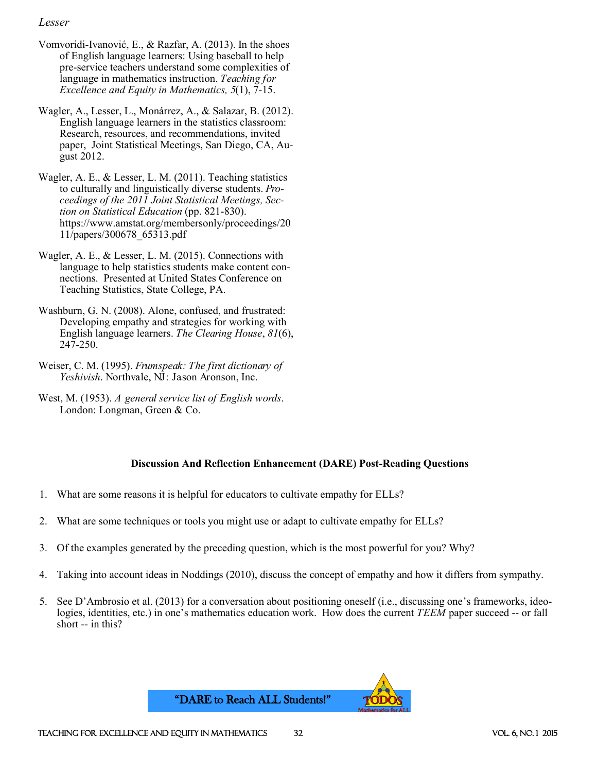Vomvoridi-Ivanović, E., & Razfar, A. (2013). In the shoes of English language learners: Using baseball to help pre-service teachers understand some complexities of language in mathematics instruction. *Teaching for Excellence and Equity in Mathematics, 5*(1), 7-15.

Wagler, A., Lesser, L., Monárrez, A., & Salazar, B. (2012). English language learners in the statistics classroom: Research, resources, and recommendations, invited paper, Joint Statistical Meetings, San Diego, CA, August 2012.

Wagler, A. E., & Lesser, L. M. (2011). Teaching statistics to culturally and linguistically diverse students. *Proceedings of the 2011 Joint Statistical Meetings, Section on Statistical Education* (pp. 821-830). https://www.amstat.org/membersonly/proceedings/2011/papers/300678_65313.pdf

Wagler, A. E., & Lesser, L. M. (2015). Connections with language to help statistics students make content connections. Presented at United States Conference on Teaching Statistics, State College, PA.

Washburn, G. N. (2008). Alone, confused, and frustrated: Developing empathy and strategies for working with English language learners. *The Clearing House*, *81*(6), 247-250.

Weiser, C. M. (1995). *Frumspeak: The first dictionary of Yeshivish*. Northvale, NJ: Jason Aronson, Inc.

West, M. (1953). *A general service list of English words*. London: Longman, Green & Co.

**Discussion And Reflection Enhancement (DARE) Post-Reading Questions**

1. What are some reasons it is helpful for educators to cultivate empathy for ELLs?
2. What are some techniques or tools you might use or adapt to cultivate empathy for ELLs?
3. Of the examples generated by the preceding question, which is the most powerful for you? Why?
4. Taking into account ideas in Noddings (2010), discuss the concept of empathy and how it differs from sympathy.
5. See D'Ambrosio et al. (2013) for a conversation about positioning oneself (i.e., discussing one's frameworks, ideologies, identities, etc.) in one's mathematics education work. How does the current *TEEM* paper succeed -- or fall short -- in this?

"DARE to Reach ALL Students!"

TODOS Mathematics for ALL